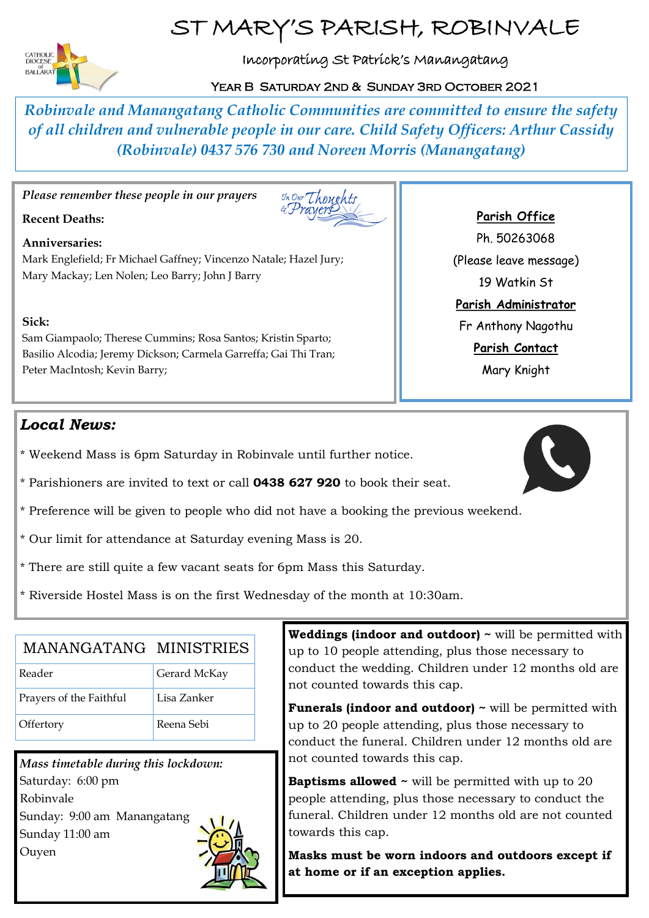# ST MARY'S PARISH, ROBINVALE

Incorporating St Patrick's Manangatang

YEAR B SATURDAY 2ND & SUNDAY 3RD OCTOBER 2021

*Robinvale and Manangatang Catholic Communities are committed to ensure the safety of all children and vulnerable people in our care. Child Safety Officers: Arthur Cassidy (Robinvale) 0437 576 730 and Noreen Morris (Manangatang)*

*Please remember these people in our prayers*

**Recent Deaths:**

**Anniversaries:**
Mark Englefield; Fr Michael Gaffney; Vincenzo Natale; Hazel Jury; Mary Mackay; Len Nolen; Leo Barry; John J Barry

**Sick:**
Sam Giampaolo; Therese Cummins; Rosa Santos; Kristin Sparto; Basilio Alcodia; Jeremy Dickson; Carmela Garreffa; Gai Thi Tran; Peter MacIntosh; Kevin Barry;

**Parish Office**
Ph. 50263068
(Please leave message)
19 Watkin St

**Parish Administrator**
Fr Anthony Nagothu

**Parish Contact**
Mary Knight

## *Local News:*

* Weekend Mass is 6pm Saturday in Robinvale until further notice.
* Parishioners are invited to text or call **0438 627 920** to book their seat.
* Preference will be given to people who did not have a booking the previous weekend.
* Our limit for attendance at Saturday evening Mass is 20.
* There are still quite a few vacant seats for 6pm Mass this Saturday.
* Riverside Hostel Mass is on the first Wednesday of the month at 10:30am.

| MANANGATANG | MINISTRIES |
|---|---|
| Reader | Gerard McKay |
| Prayers of the Faithful | Lisa Zanker |
| Offertory | Reena Sebi |

*Mass timetable during this lockdown:*
Saturday: 6:00 pm
Robinvale
Sunday: 9:00 am Manangatang
Sunday 11:00 am
Ouyen

**Weddings (indoor and outdoor)** ~ will be permitted with up to 10 people attending, plus those necessary to conduct the wedding. Children under 12 months old are not counted towards this cap.

**Funerals (indoor and outdoor)** ~ will be permitted with up to 20 people attending, plus those necessary to conduct the funeral. Children under 12 months old are not counted towards this cap.

**Baptisms allowed** ~ will be permitted with up to 20 people attending, plus those necessary to conduct the funeral. Children under 12 months old are not counted towards this cap.

**Masks must be worn indoors and outdoors except if at home or if an exception applies.**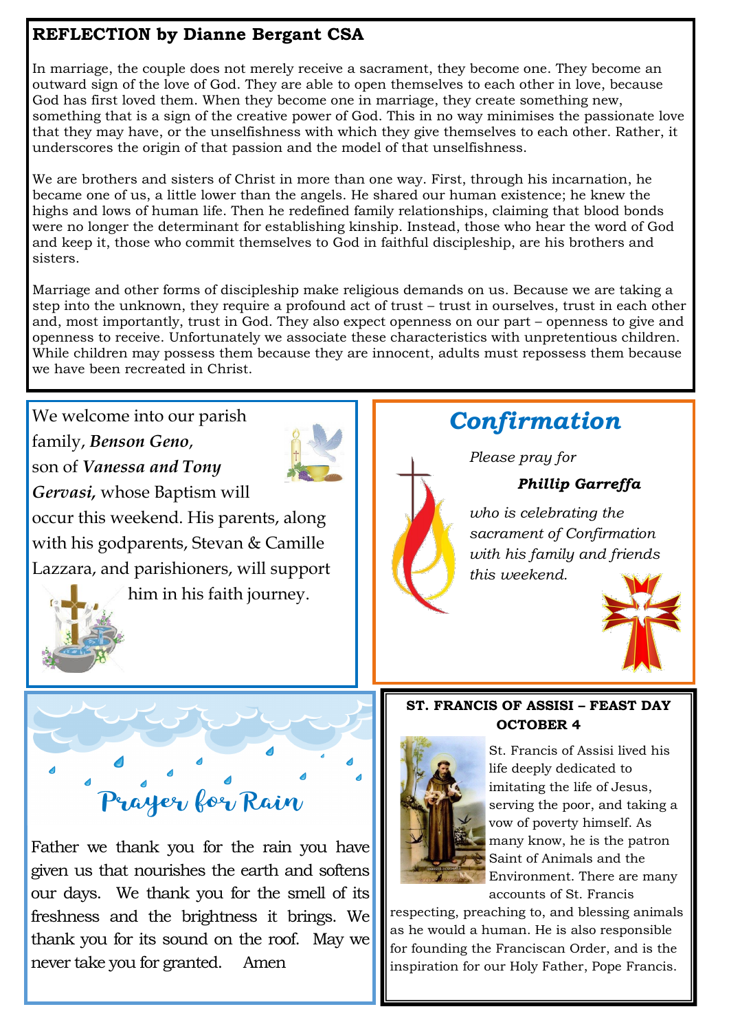## REFLECTION by Dianne Bergant CSA

In marriage, the couple does not merely receive a sacrament, they become one. They become an outward sign of the love of God. They are able to open themselves to each other in love, because God has first loved them. When they become one in marriage, they create something new, something that is a sign of the creative power of God. This in no way minimises the passionate love that they may have, or the unselfishness with which they give themselves to each other. Rather, it underscores the origin of that passion and the model of that unselfishness.

We are brothers and sisters of Christ in more than one way. First, through his incarnation, he became one of us, a little lower than the angels. He shared our human existence; he knew the highs and lows of human life. Then he redefined family relationships, claiming that blood bonds were no longer the determinant for establishing kinship. Instead, those who hear the word of God and keep it, those who commit themselves to God in faithful discipleship, are his brothers and sisters.

Marriage and other forms of discipleship make religious demands on us. Because we are taking a step into the unknown, they require a profound act of trust – trust in ourselves, trust in each other and, most importantly, trust in God. They also expect openness on our part – openness to give and openness to receive. Unfortunately we associate these characteristics with unpretentious children. While children may possess them because they are innocent, adults must repossess them because we have been recreated in Christ.

We welcome into our parish family, ***Benson Geno***, son of ***Vanessa and Tony Gervasi,*** whose Baptism will occur this weekend. His parents, along with his godparents, Stevan & Camille Lazzara, and parishioners, will support him in his faith journey.

## *Confirmation*

*Please pray for*

***Phillip Garreffa***

*who is celebrating the sacrament of Confirmation with his family and friends this weekend.*

## Prayer for Rain

Father we thank you for the rain you have given us that nourishes the earth and softens our days. We thank you for the smell of its freshness and the brightness it brings. We thank you for its sound on the roof. May we never take you for granted. Amen

### ST. FRANCIS OF ASSISI – FEAST DAY OCTOBER 4

St. Francis of Assisi lived his life deeply dedicated to imitating the life of Jesus, serving the poor, and taking a vow of poverty himself. As many know, he is the patron Saint of Animals and the Environment. There are many accounts of St. Francis respecting, preaching to, and blessing animals as he would a human. He is also responsible for founding the Franciscan Order, and is the inspiration for our Holy Father, Pope Francis.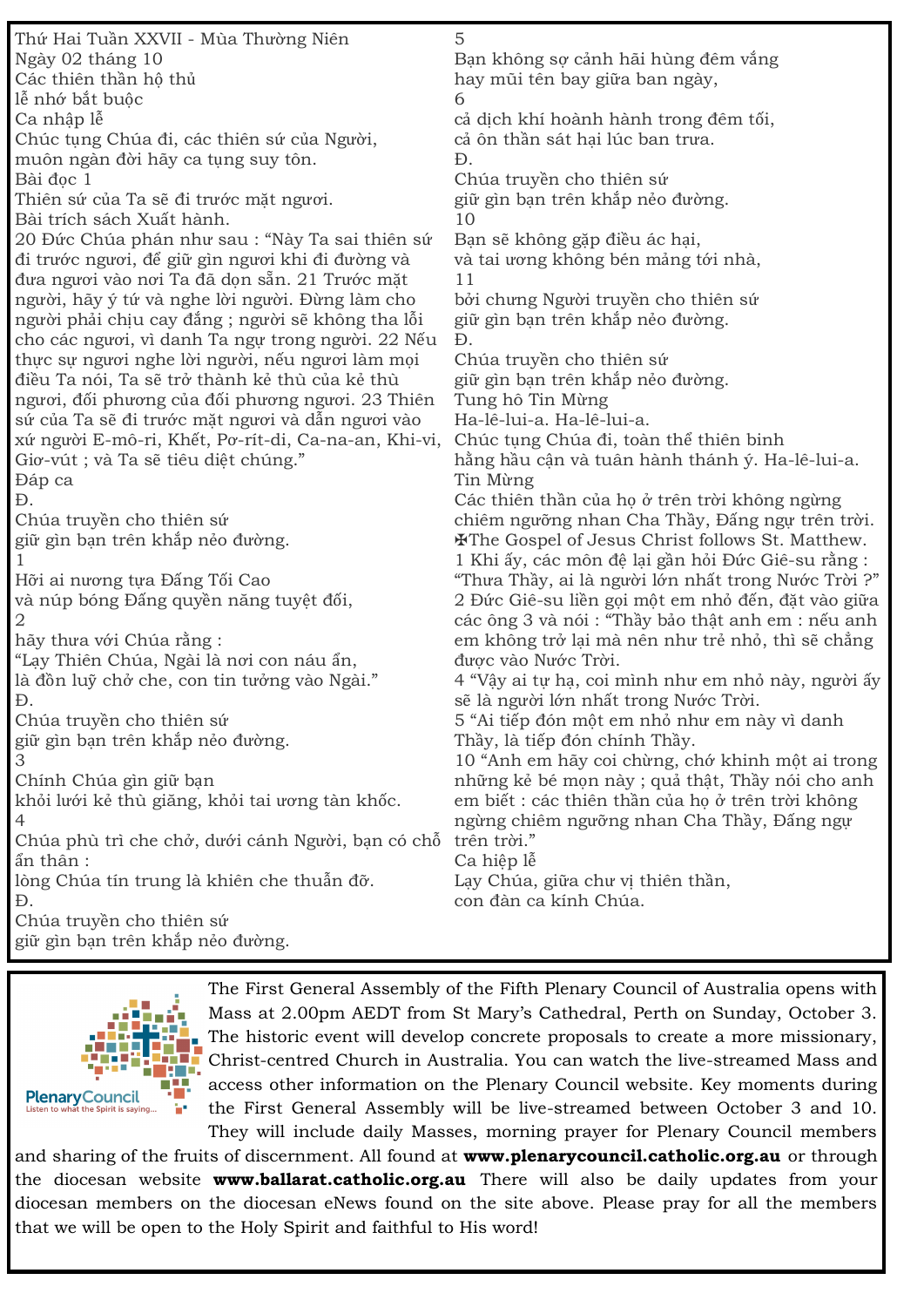Thứ Hai Tuần XXVII - Mùa Thường Niên
Ngày 02 tháng 10
Các thiên thần hộ thủ
lễ nhớ bắt buộc

Ca nhập lễ
Chúc tụng Chúa đi, các thiên sứ của Người,
muôn ngàn đời hãy ca tụng suy tôn.

Bài đọc 1
Thiên sứ của Ta sẽ đi trước mặt ngươi.
Bài trích sách Xuất hành.

20 Đức Chúa phán như sau : "Này Ta sai thiên sứ đi trước ngươi, để giữ gìn ngươi khi đi đường và đưa ngươi vào nơi Ta đã dọn sẵn. 21 Trước mặt người, hãy ý tứ và nghe lời người. Đừng làm cho người phải chịu cay đắng ; người sẽ không tha lỗi cho các ngươi, vì danh Ta ngự trong người. 22 Nếu thực sự ngươi nghe lời người, nếu ngươi làm mọi điều Ta nói, Ta sẽ trở thành kẻ thù của kẻ thù ngươi, đối phương của đối phương ngươi. 23 Thiên sứ của Ta sẽ đi trước mặt ngươi và dẫn ngươi vào xứ người E-mô-ri, Khết, Pơ-rít-di, Ca-na-an, Khi-vi, Giơ-vút ; và Ta sẽ tiêu diệt chúng."

Đáp ca
Đ.
Chúa truyền cho thiên sứ
giữ gìn bạn trên khắp nẻo đường.
1
Hỡi ai nương tựa Đấng Tối Cao
và núp bóng Đấng quyền năng tuyệt đối,
2
hãy thưa với Chúa rằng :
"Lạy Thiên Chúa, Ngài là nơi con náu ẩn,
là đồn luỹ chở che, con tin tưởng vào Ngài."
Đ.
Chúa truyền cho thiên sứ
giữ gìn bạn trên khắp nẻo đường.
3
Chính Chúa gìn giữ bạn
khỏi lưới kẻ thù giăng, khỏi tai ương tàn khốc.
4
Chúa phù trì che chở, dưới cánh Người, bạn có chỗ ẩn thân :
lòng Chúa tín trung là khiên che thuẫn đỡ.
Đ.
Chúa truyền cho thiên sứ
giữ gìn bạn trên khắp nẻo đường.
5
Bạn không sợ cảnh hãi hùng đêm vắng
hay mũi tên bay giữa ban ngày,
6
cả dịch khí hoành hành trong đêm tối,
cả ôn thần sát hại lúc ban trưa.
Đ.
Chúa truyền cho thiên sứ
giữ gìn bạn trên khắp nẻo đường.
10
Bạn sẽ không gặp điều ác hại,
và tai ương không bén mảng tới nhà,
11
bởi chưng Người truyền cho thiên sứ
giữ gìn bạn trên khắp nẻo đường.
Đ.
Chúa truyền cho thiên sứ
giữ gìn bạn trên khắp nẻo đường.

Tung hô Tin Mừng
Ha-lê-lui-a. Ha-lê-lui-a.
Chúc tụng Chúa đi, toàn thể thiên binh
hằng hầu cận và tuân hành thánh ý. Ha-lê-lui-a.

Tin Mừng
Các thiên thần của họ ở trên trời không ngừng chiêm ngưỡng nhan Cha Thầy, Đấng ngự trên trời.
✠The Gospel of Jesus Christ follows St. Matthew.

1 Khi ấy, các môn đệ lại gần hỏi Đức Giê-su rằng : "Thưa Thầy, ai là người lớn nhất trong Nước Trời ?"
2 Đức Giê-su liền gọi một em nhỏ đến, đặt vào giữa các ông 3 và nói : "Thầy bảo thật anh em : nếu anh em không trở lại mà nên như trẻ nhỏ, thì sẽ chẳng được vào Nước Trời.
4 "Vậy ai tự hạ, coi mình như em nhỏ này, người ấy sẽ là người lớn nhất trong Nước Trời.
5 "Ai tiếp đón một em nhỏ như em này vì danh Thầy, là tiếp đón chính Thầy.
10 "Anh em hãy coi chừng, chớ khinh một ai trong những kẻ bé mọn này ; quả thật, Thầy nói cho anh em biết : các thiên thần của họ ở trên trời không ngừng chiêm ngưỡng nhan Cha Thầy, Đấng ngự trên trời."

Ca hiệp lễ
Lạy Chúa, giữa chư vị thiên thần,
con đàn ca kính Chúa.

---

PlenaryCouncil
Listen to what the Spirit is saying...

The First General Assembly of the Fifth Plenary Council of Australia opens with Mass at 2.00pm AEDT from St Mary's Cathedral, Perth on Sunday, October 3. The historic event will develop concrete proposals to create a more missionary, Christ-centred Church in Australia. You can watch the live-streamed Mass and access other information on the Plenary Council website. Key moments during the First General Assembly will be live-streamed between October 3 and 10. They will include daily Masses, morning prayer for Plenary Council members and sharing of the fruits of discernment. All found at **www.plenarycouncil.catholic.org.au** or through the diocesan website **www.ballarat.catholic.org.au** There will also be daily updates from your diocesan members on the diocesan eNews found on the site above. Please pray for all the members that we will be open to the Holy Spirit and faithful to His word!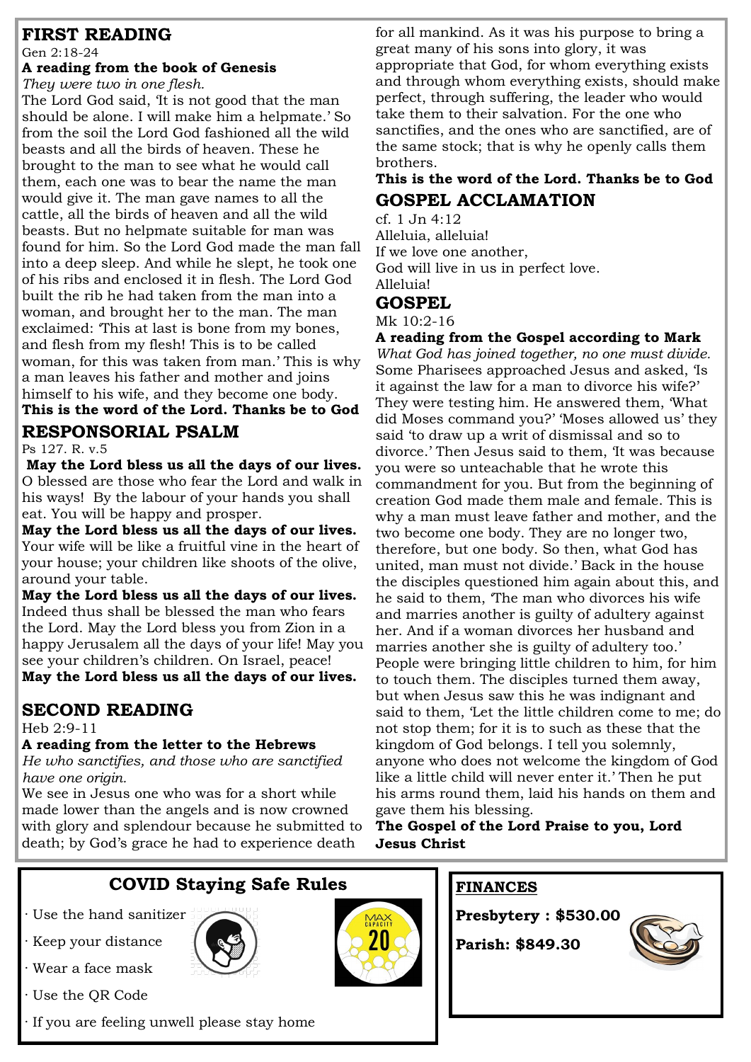## FIRST READING

Gen 2:18-24

**A reading from the book of Genesis**

*They were two in one flesh.*

The Lord God said, 'It is not good that the man should be alone. I will make him a helpmate.' So from the soil the Lord God fashioned all the wild beasts and all the birds of heaven. These he brought to the man to see what he would call them, each one was to bear the name the man would give it. The man gave names to all the cattle, all the birds of heaven and all the wild beasts. But no helpmate suitable for man was found for him. So the Lord God made the man fall into a deep sleep. And while he slept, he took one of his ribs and enclosed it in flesh. The Lord God built the rib he had taken from the man into a woman, and brought her to the man. The man exclaimed: 'This at last is bone from my bones, and flesh from my flesh! This is to be called woman, for this was taken from man.' This is why a man leaves his father and mother and joins himself to his wife, and they become one body.

**This is the word of the Lord. Thanks be to God**

## RESPONSORIAL PSALM

Ps 127. R. v.5

**May the Lord bless us all the days of our lives.**

O blessed are those who fear the Lord and walk in his ways! By the labour of your hands you shall eat. You will be happy and prosper.

**May the Lord bless us all the days of our lives.**

Your wife will be like a fruitful vine in the heart of your house; your children like shoots of the olive, around your table.

**May the Lord bless us all the days of our lives.**

Indeed thus shall be blessed the man who fears the Lord. May the Lord bless you from Zion in a happy Jerusalem all the days of your life! May you see your children's children. On Israel, peace!

**May the Lord bless us all the days of our lives.**

## SECOND READING

Heb 2:9-11

**A reading from the letter to the Hebrews**

*He who sanctifies, and those who are sanctified have one origin.*

We see in Jesus one who was for a short while made lower than the angels and is now crowned with glory and splendour because he submitted to death; by God's grace he had to experience death for all mankind. As it was his purpose to bring a great many of his sons into glory, it was appropriate that God, for whom everything exists and through whom everything exists, should make perfect, through suffering, the leader who would take them to their salvation. For the one who sanctifies, and the ones who are sanctified, are of the same stock; that is why he openly calls them brothers.

**This is the word of the Lord. Thanks be to God**

## GOSPEL ACCLAMATION

cf. 1 Jn 4:12

Alleluia, alleluia!
If we love one another,
God will live in us in perfect love.
Alleluia!

## GOSPEL

Mk 10:2-16

**A reading from the Gospel according to Mark**

*What God has joined together, no one must divide.*

Some Pharisees approached Jesus and asked, 'Is it against the law for a man to divorce his wife?' They were testing him. He answered them, 'What did Moses command you?' 'Moses allowed us' they said 'to draw up a writ of dismissal and so to divorce.' Then Jesus said to them, 'It was because you were so unteachable that he wrote this commandment for you. But from the beginning of creation God made them male and female. This is why a man must leave father and mother, and the two become one body. They are no longer two, therefore, but one body. So then, what God has united, man must not divide.' Back in the house the disciples questioned him again about this, and he said to them, 'The man who divorces his wife and marries another is guilty of adultery against her. And if a woman divorces her husband and marries another she is guilty of adultery too.' People were bringing little children to him, for him to touch them. The disciples turned them away, but when Jesus saw this he was indignant and said to them, 'Let the little children come to me; do not stop them; for it is to such as these that the kingdom of God belongs. I tell you solemnly, anyone who does not welcome the kingdom of God like a little child will never enter it.' Then he put his arms round them, laid his hands on them and gave them his blessing.

**The Gospel of the Lord Praise to you, Lord Jesus Christ**

## COVID Staying Safe Rules

- Use the hand sanitizer
- Keep your distance
- Wear a face mask
- Use the QR Code
- If you are feeling unwell please stay home

MAX CAPACITY 20

## FINANCES

**Presbytery : $530.00**

**Parish: $849.30**